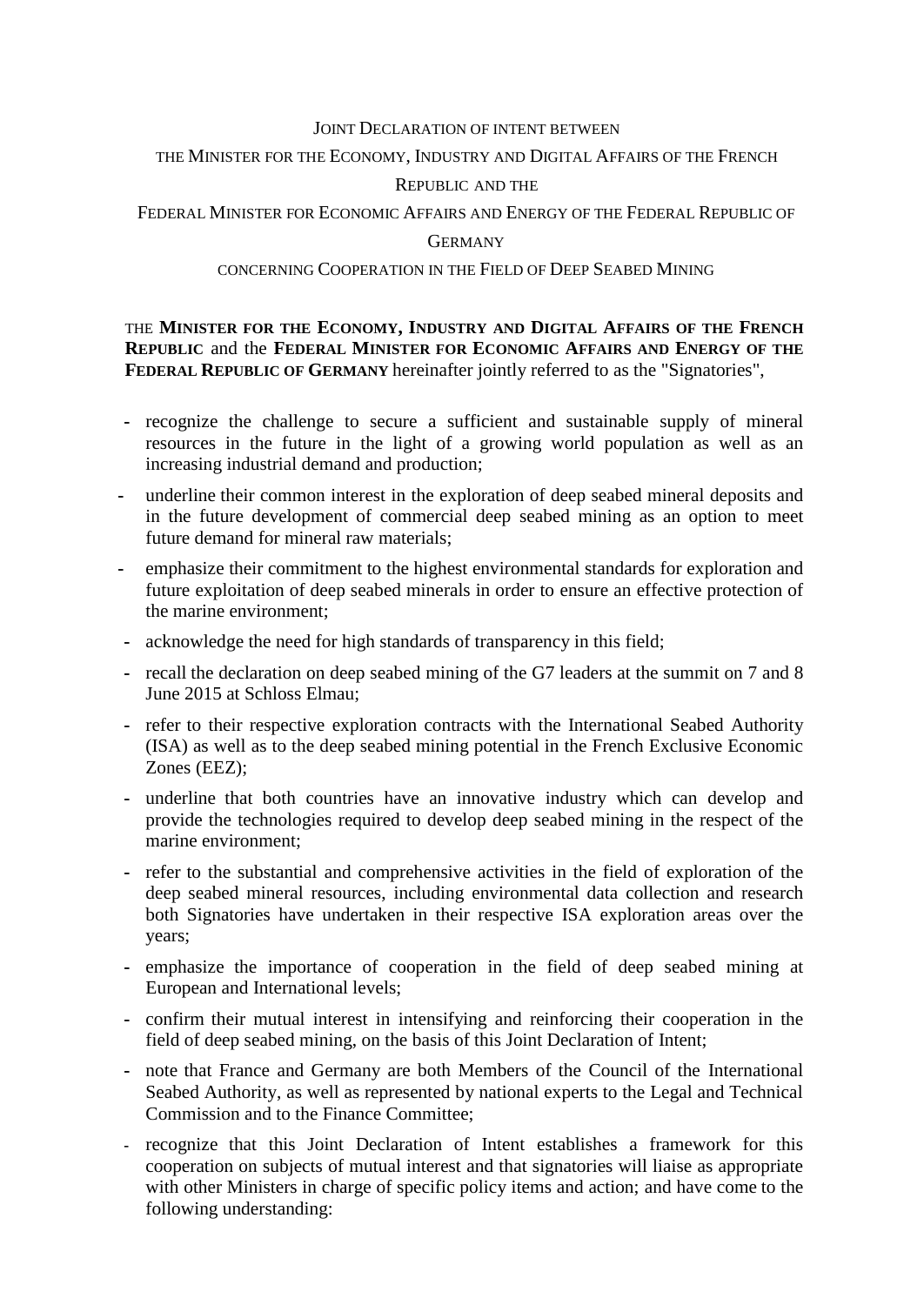# JOINT DECLARATION OF INTENT BETWEEN THE MINISTER FOR THE ECONOMY, INDUSTRY AND DIGITAL AFFAIRS OF THE FRENCH REPUBLIC AND THE FEDERAL MINISTER FOR ECONOMIC AFFAIRS AND ENERGY OF THE FEDERAL REPUBLIC OF GERMANY CONCERNING COOPERATION IN THE FIELD OF DEEP SEABED MINING

THE **MINISTER FOR THE ECONOMY, INDUSTRY AND DIGITAL AFFAIRS OF THE FRENCH REPUBLIC** and the **FEDERAL MINISTER FOR ECONOMIC AFFAIRS AND ENERGY OF THE FEDERAL REPUBLIC OF GERMANY** hereinafter jointly referred to as the "Signatories",

- recognize the challenge to secure a sufficient and sustainable supply of mineral resources in the future in the light of a growing world population as well as an increasing industrial demand and production;
- underline their common interest in the exploration of deep seabed mineral deposits and in the future development of commercial deep seabed mining as an option to meet future demand for mineral raw materials;
- emphasize their commitment to the highest environmental standards for exploration and future exploitation of deep seabed minerals in order to ensure an effective protection of the marine environment;
- acknowledge the need for high standards of transparency in this field;
- recall the declaration on deep seabed mining of the G7 leaders at the summit on 7 and 8 June 2015 at Schloss Elmau;
- refer to their respective exploration contracts with the International Seabed Authority (ISA) as well as to the deep seabed mining potential in the French Exclusive Economic Zones (EEZ);
- underline that both countries have an innovative industry which can develop and provide the technologies required to develop deep seabed mining in the respect of the marine environment;
- refer to the substantial and comprehensive activities in the field of exploration of the deep seabed mineral resources, including environmental data collection and research both Signatories have undertaken in their respective ISA exploration areas over the years;
- emphasize the importance of cooperation in the field of deep seabed mining at European and International levels;
- confirm their mutual interest in intensifying and reinforcing their cooperation in the field of deep seabed mining, on the basis of this Joint Declaration of Intent;
- note that France and Germany are both Members of the Council of the International Seabed Authority, as well as represented by national experts to the Legal and Technical Commission and to the Finance Committee;
- recognize that this Joint Declaration of Intent establishes a framework for this cooperation on subjects of mutual interest and that signatories will liaise as appropriate with other Ministers in charge of specific policy items and action; and have come to the following understanding: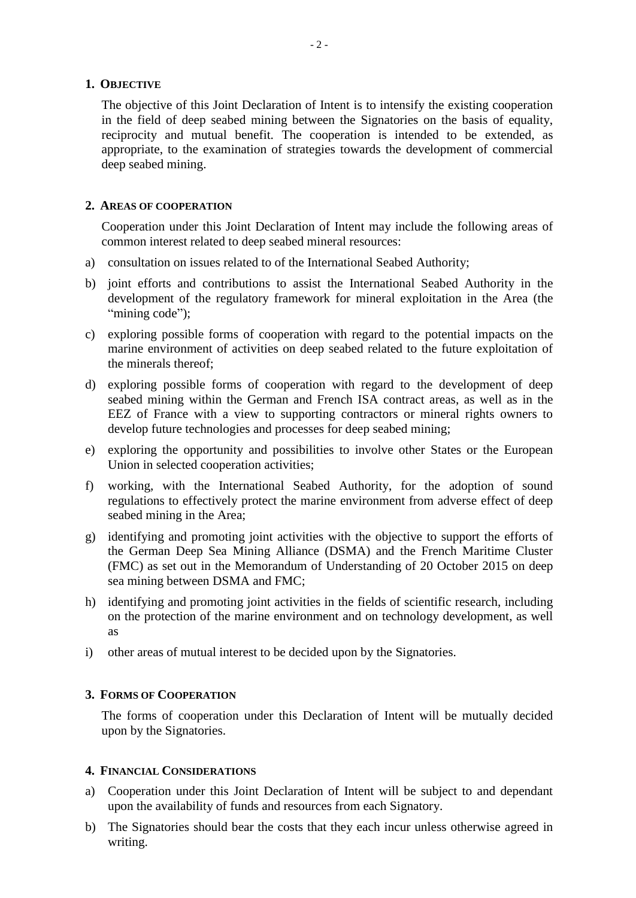## 1. Objective

The objective of this Joint Declaration of Intent is to intensify the existing cooperation in the field of deep seabed mining between the Signatories on the basis of equality, reciprocity and mutual benefit. The cooperation is intended to be extended, as appropriate, to the examination of strategies towards the development of commercial deep seabed mining.

## 2. Areas of cooperation

Cooperation under this Joint Declaration of Intent may include the following areas of common interest related to deep seabed mineral resources:

a) consultation on issues related to of the International Seabed Authority;

b) joint efforts and contributions to assist the International Seabed Authority in the development of the regulatory framework for mineral exploitation in the Area (the "mining code");

c) exploring possible forms of cooperation with regard to the potential impacts on the marine environment of activities on deep seabed related to the future exploitation of the minerals thereof;

d) exploring possible forms of cooperation with regard to the development of deep seabed mining within the German and French ISA contract areas, as well as in the EEZ of France with a view to supporting contractors or mineral rights owners to develop future technologies and processes for deep seabed mining;

e) exploring the opportunity and possibilities to involve other States or the European Union in selected cooperation activities;

f) working, with the International Seabed Authority, for the adoption of sound regulations to effectively protect the marine environment from adverse effect of deep seabed mining in the Area;

g) identifying and promoting joint activities with the objective to support the efforts of the German Deep Sea Mining Alliance (DSMA) and the French Maritime Cluster (FMC) as set out in the Memorandum of Understanding of 20 October 2015 on deep sea mining between DSMA and FMC;

h) identifying and promoting joint activities in the fields of scientific research, including on the protection of the marine environment and on technology development, as well as

i) other areas of mutual interest to be decided upon by the Signatories.

## 3. Forms of Cooperation

The forms of cooperation under this Declaration of Intent will be mutually decided upon by the Signatories.

## 4. Financial Considerations

a) Cooperation under this Joint Declaration of Intent will be subject to and dependant upon the availability of funds and resources from each Signatory.

b) The Signatories should bear the costs that they each incur unless otherwise agreed in writing.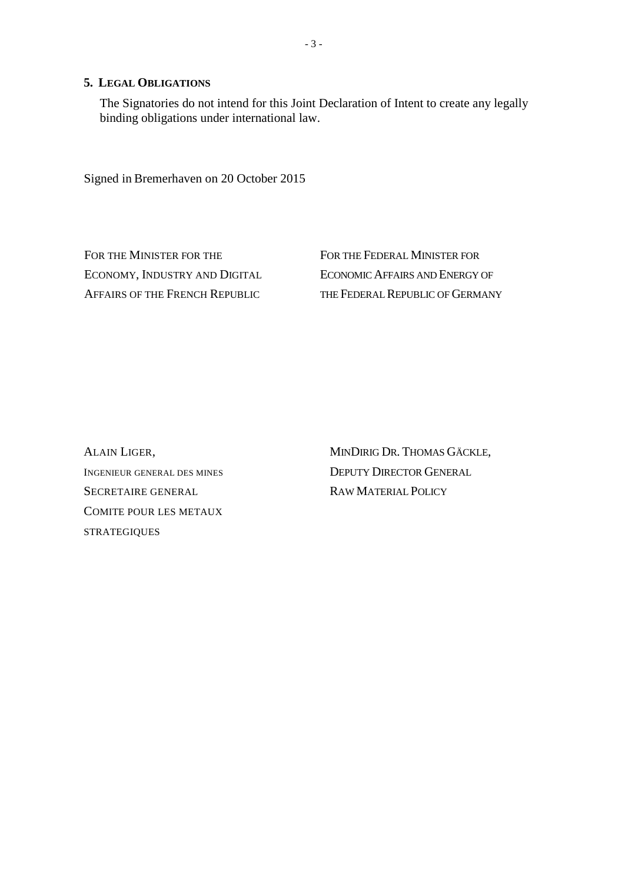## 5. Legal Obligations

The Signatories do not intend for this Joint Declaration of Intent to create any legally binding obligations under international law.

Signed in Bremerhaven on 20 October 2015

FOR THE MINISTER FOR THE ECONOMY, INDUSTRY AND DIGITAL AFFAIRS OF THE FRENCH REPUBLIC

ALAIN LIGER,
INGENIEUR GENERAL DES MINES
SECRETAIRE GENERAL
COMITE POUR LES METAUX STRATEGIQUES

FOR THE FEDERAL MINISTER FOR ECONOMIC AFFAIRS AND ENERGY OF THE FEDERAL REPUBLIC OF GERMANY

MINDIRIG DR. THOMAS GÄCKLE,
DEPUTY DIRECTOR GENERAL
RAW MATERIAL POLICY